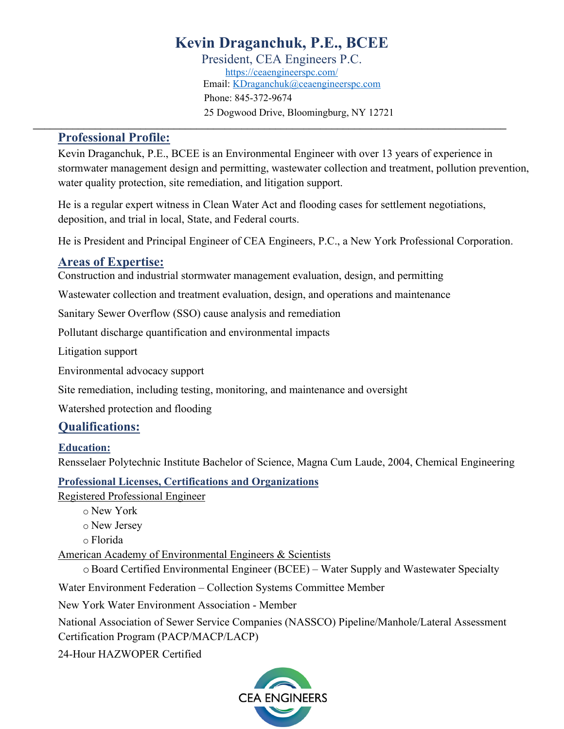# Kevin Draganchuk, P.E., BCEE

President, CEA Engineers P.C.

https://ceaengineerspc.com/

Email: KDraganchuk@ceaengineerspc.com

Phone: 845-372-9674

25 Dogwood Drive, Bloomingburg, NY 12721

---

## Professional Profile:

Kevin Draganchuk, P.E., BCEE is an Environmental Engineer with over 13 years of experience in stormwater management design and permitting, wastewater collection and treatment, pollution prevention, water quality protection, site remediation, and litigation support.

He is a regular expert witness in Clean Water Act and flooding cases for settlement negotiations, deposition, and trial in local, State, and Federal courts.

He is President and Principal Engineer of CEA Engineers, P.C., a New York Professional Corporation.

## Areas of Expertise:

Construction and industrial stormwater management evaluation, design, and permitting

Wastewater collection and treatment evaluation, design, and operations and maintenance

Sanitary Sewer Overflow (SSO) cause analysis and remediation

Pollutant discharge quantification and environmental impacts

Litigation support

Environmental advocacy support

Site remediation, including testing, monitoring, and maintenance and oversight

Watershed protection and flooding

## Qualifications:

### Education:

Rensselaer Polytechnic Institute Bachelor of Science, Magna Cum Laude, 2004, Chemical Engineering

### Professional Licenses, Certifications and Organizations

Registered Professional Engineer

- New York
- New Jersey
- Florida

American Academy of Environmental Engineers & Scientists

- Board Certified Environmental Engineer (BCEE) – Water Supply and Wastewater Specialty

Water Environment Federation – Collection Systems Committee Member

New York Water Environment Association - Member

National Association of Sewer Service Companies (NASSCO) Pipeline/Manhole/Lateral Assessment Certification Program (PACP/MACP/LACP)

24-Hour HAZWOPER Certified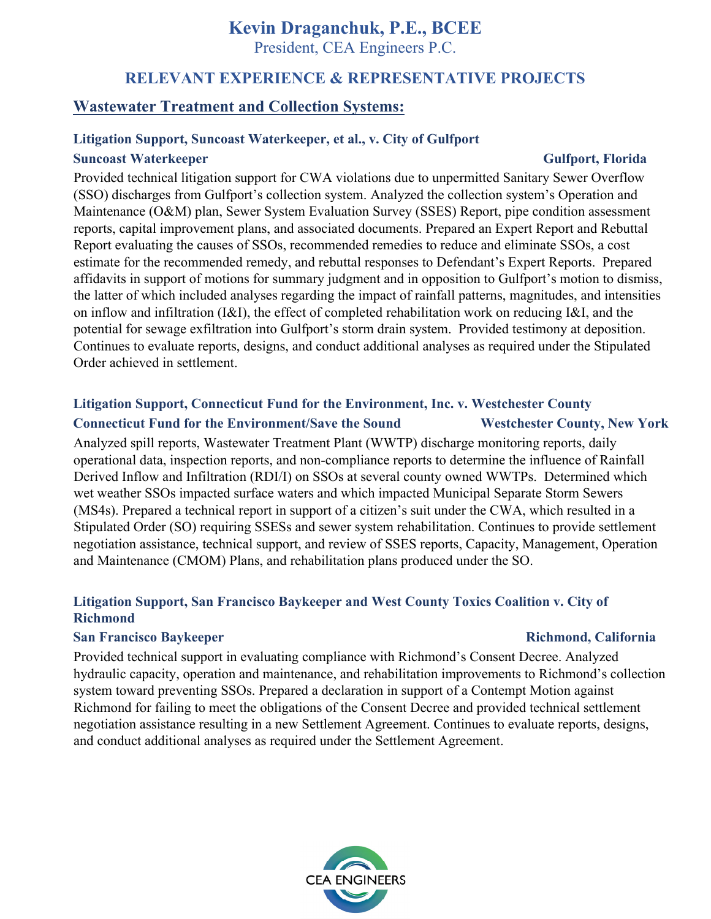# Kevin Draganchuk, P.E., BCEE

President, CEA Engineers P.C.

## RELEVANT EXPERIENCE & REPRESENTATIVE PROJECTS

## Wastewater Treatment and Collection Systems:

### Litigation Support, Suncoast Waterkeeper, et al., v. City of Gulfport

**Suncoast Waterkeeper** — **Gulfport, Florida**

Provided technical litigation support for CWA violations due to unpermitted Sanitary Sewer Overflow (SSO) discharges from Gulfport's collection system. Analyzed the collection system's Operation and Maintenance (O&M) plan, Sewer System Evaluation Survey (SSES) Report, pipe condition assessment reports, capital improvement plans, and associated documents. Prepared an Expert Report and Rebuttal Report evaluating the causes of SSOs, recommended remedies to reduce and eliminate SSOs, a cost estimate for the recommended remedy, and rebuttal responses to Defendant's Expert Reports. Prepared affidavits in support of motions for summary judgment and in opposition to Gulfport's motion to dismiss, the latter of which included analyses regarding the impact of rainfall patterns, magnitudes, and intensities on inflow and infiltration (I&I), the effect of completed rehabilitation work on reducing I&I, and the potential for sewage exfiltration into Gulfport's storm drain system. Provided testimony at deposition. Continues to evaluate reports, designs, and conduct additional analyses as required under the Stipulated Order achieved in settlement.

### Litigation Support, Connecticut Fund for the Environment, Inc. v. Westchester County

**Connecticut Fund for the Environment/Save the Sound** — **Westchester County, New York**

Analyzed spill reports, Wastewater Treatment Plant (WWTP) discharge monitoring reports, daily operational data, inspection reports, and non-compliance reports to determine the influence of Rainfall Derived Inflow and Infiltration (RDI/I) on SSOs at several county owned WWTPs. Determined which wet weather SSOs impacted surface waters and which impacted Municipal Separate Storm Sewers (MS4s). Prepared a technical report in support of a citizen's suit under the CWA, which resulted in a Stipulated Order (SO) requiring SSESs and sewer system rehabilitation. Continues to provide settlement negotiation assistance, technical support, and review of SSES reports, Capacity, Management, Operation and Maintenance (CMOM) Plans, and rehabilitation plans produced under the SO.

### Litigation Support, San Francisco Baykeeper and West County Toxics Coalition v. City of Richmond

**San Francisco Baykeeper** — **Richmond, California**

Provided technical support in evaluating compliance with Richmond's Consent Decree. Analyzed hydraulic capacity, operation and maintenance, and rehabilitation improvements to Richmond's collection system toward preventing SSOs. Prepared a declaration in support of a Contempt Motion against Richmond for failing to meet the obligations of the Consent Decree and provided technical settlement negotiation assistance resulting in a new Settlement Agreement. Continues to evaluate reports, designs, and conduct additional analyses as required under the Settlement Agreement.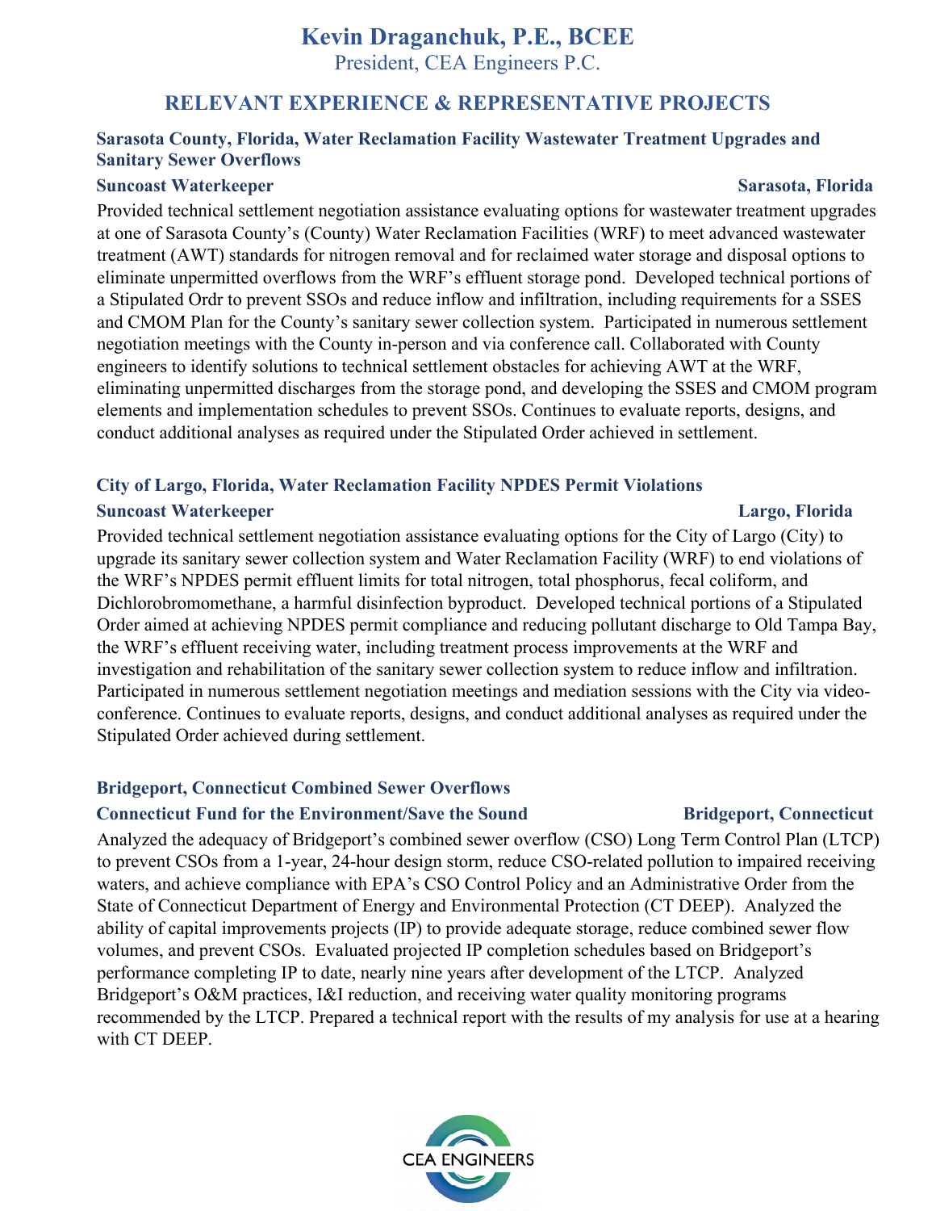# Kevin Draganchuk, P.E., BCEE

President, CEA Engineers P.C.

## RELEVANT EXPERIENCE & REPRESENTATIVE PROJECTS

### Sarasota County, Florida, Water Reclamation Facility Wastewater Treatment Upgrades and Sanitary Sewer Overflows

**Suncoast Waterkeeper** — **Sarasota, Florida**

Provided technical settlement negotiation assistance evaluating options for wastewater treatment upgrades at one of Sarasota County's (County) Water Reclamation Facilities (WRF) to meet advanced wastewater treatment (AWT) standards for nitrogen removal and for reclaimed water storage and disposal options to eliminate unpermitted overflows from the WRF's effluent storage pond. Developed technical portions of a Stipulated Ordr to prevent SSOs and reduce inflow and infiltration, including requirements for a SSES and CMOM Plan for the County's sanitary sewer collection system. Participated in numerous settlement negotiation meetings with the County in-person and via conference call. Collaborated with County engineers to identify solutions to technical settlement obstacles for achieving AWT at the WRF, eliminating unpermitted discharges from the storage pond, and developing the SSES and CMOM program elements and implementation schedules to prevent SSOs. Continues to evaluate reports, designs, and conduct additional analyses as required under the Stipulated Order achieved in settlement.

### City of Largo, Florida, Water Reclamation Facility NPDES Permit Violations

**Suncoast Waterkeeper** — **Largo, Florida**

Provided technical settlement negotiation assistance evaluating options for the City of Largo (City) to upgrade its sanitary sewer collection system and Water Reclamation Facility (WRF) to end violations of the WRF's NPDES permit effluent limits for total nitrogen, total phosphorus, fecal coliform, and Dichlorobromomethane, a harmful disinfection byproduct. Developed technical portions of a Stipulated Order aimed at achieving NPDES permit compliance and reducing pollutant discharge to Old Tampa Bay, the WRF's effluent receiving water, including treatment process improvements at the WRF and investigation and rehabilitation of the sanitary sewer collection system to reduce inflow and infiltration. Participated in numerous settlement negotiation meetings and mediation sessions with the City via video-conference. Continues to evaluate reports, designs, and conduct additional analyses as required under the Stipulated Order achieved during settlement.

### Bridgeport, Connecticut Combined Sewer Overflows

**Connecticut Fund for the Environment/Save the Sound** — **Bridgeport, Connecticut**

Analyzed the adequacy of Bridgeport's combined sewer overflow (CSO) Long Term Control Plan (LTCP) to prevent CSOs from a 1-year, 24-hour design storm, reduce CSO-related pollution to impaired receiving waters, and achieve compliance with EPA's CSO Control Policy and an Administrative Order from the State of Connecticut Department of Energy and Environmental Protection (CT DEEP). Analyzed the ability of capital improvements projects (IP) to provide adequate storage, reduce combined sewer flow volumes, and prevent CSOs. Evaluated projected IP completion schedules based on Bridgeport's performance completing IP to date, nearly nine years after development of the LTCP. Analyzed Bridgeport's O&M practices, I&I reduction, and receiving water quality monitoring programs recommended by the LTCP. Prepared a technical report with the results of my analysis for use at a hearing with CT DEEP.

CEA ENGINEERS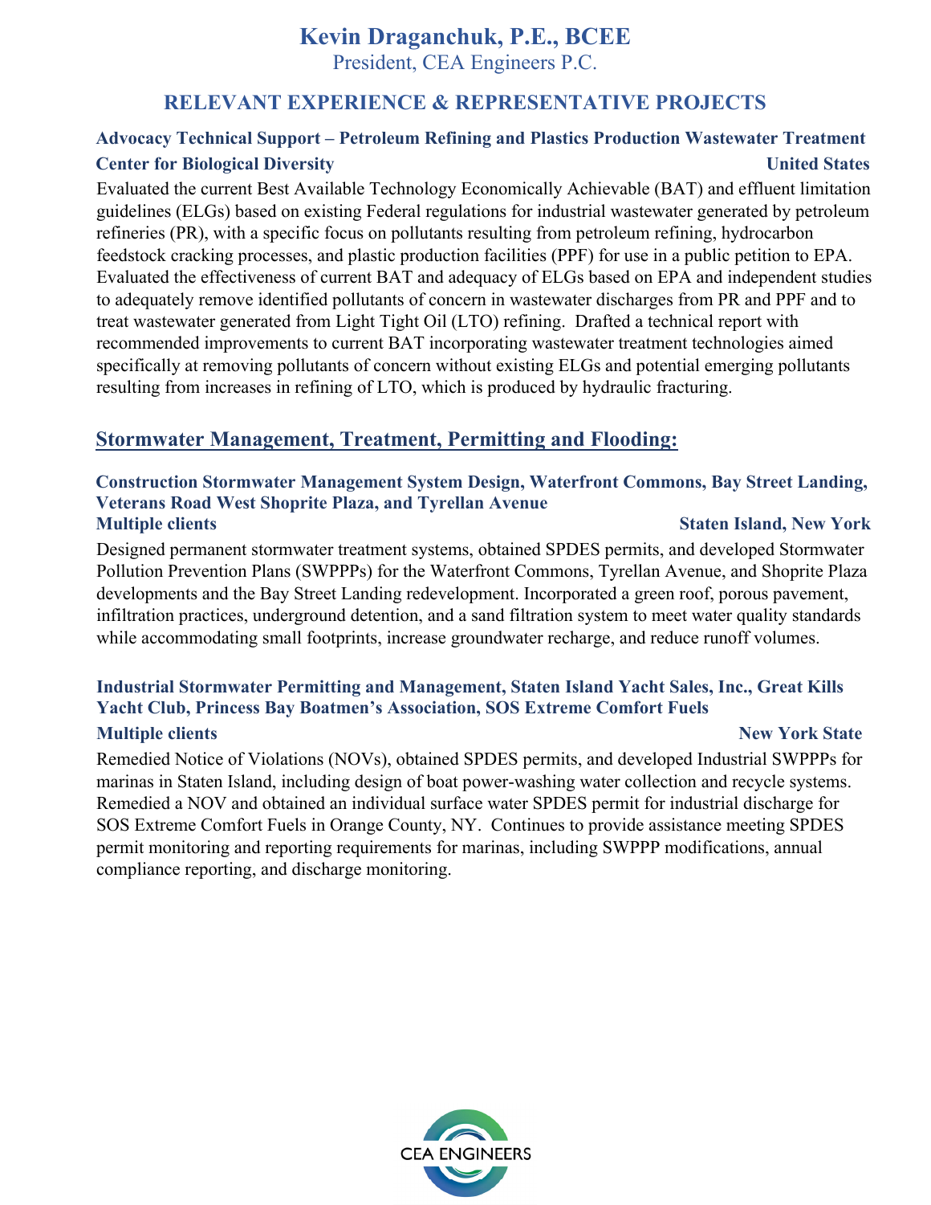# Kevin Draganchuk, P.E., BCEE

President, CEA Engineers P.C.

## RELEVANT EXPERIENCE & REPRESENTATIVE PROJECTS

**Advocacy Technical Support – Petroleum Refining and Plastics Production Wastewater Treatment**
**Center for Biological Diversity** — **United States**

Evaluated the current Best Available Technology Economically Achievable (BAT) and effluent limitation guidelines (ELGs) based on existing Federal regulations for industrial wastewater generated by petroleum refineries (PR), with a specific focus on pollutants resulting from petroleum refining, hydrocarbon feedstock cracking processes, and plastic production facilities (PPF) for use in a public petition to EPA. Evaluated the effectiveness of current BAT and adequacy of ELGs based on EPA and independent studies to adequately remove identified pollutants of concern in wastewater discharges from PR and PPF and to treat wastewater generated from Light Tight Oil (LTO) refining. Drafted a technical report with recommended improvements to current BAT incorporating wastewater treatment technologies aimed specifically at removing pollutants of concern without existing ELGs and potential emerging pollutants resulting from increases in refining of LTO, which is produced by hydraulic fracturing.

## Stormwater Management, Treatment, Permitting and Flooding:

**Construction Stormwater Management System Design, Waterfront Commons, Bay Street Landing, Veterans Road West Shoprite Plaza, and Tyrellan Avenue**
**Multiple clients** — **Staten Island, New York**

Designed permanent stormwater treatment systems, obtained SPDES permits, and developed Stormwater Pollution Prevention Plans (SWPPPs) for the Waterfront Commons, Tyrellan Avenue, and Shoprite Plaza developments and the Bay Street Landing redevelopment. Incorporated a green roof, porous pavement, infiltration practices, underground detention, and a sand filtration system to meet water quality standards while accommodating small footprints, increase groundwater recharge, and reduce runoff volumes.

**Industrial Stormwater Permitting and Management, Staten Island Yacht Sales, Inc., Great Kills Yacht Club, Princess Bay Boatmen's Association, SOS Extreme Comfort Fuels**
**Multiple clients** — **New York State**

Remedied Notice of Violations (NOVs), obtained SPDES permits, and developed Industrial SWPPPs for marinas in Staten Island, including design of boat power-washing water collection and recycle systems. Remedied a NOV and obtained an individual surface water SPDES permit for industrial discharge for SOS Extreme Comfort Fuels in Orange County, NY. Continues to provide assistance meeting SPDES permit monitoring and reporting requirements for marinas, including SWPPP modifications, annual compliance reporting, and discharge monitoring.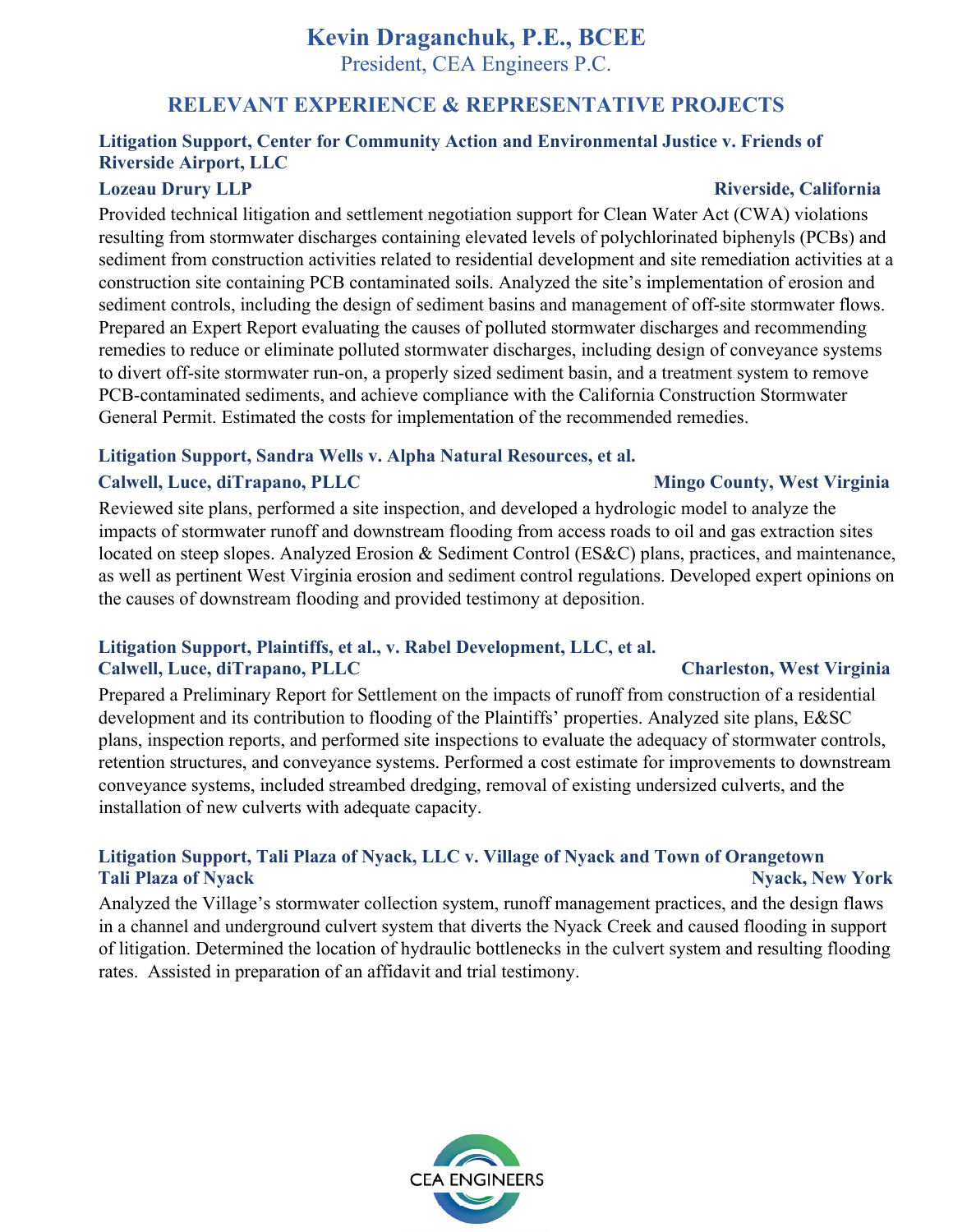# Kevin Draganchuk, P.E., BCEE

President, CEA Engineers P.C.

## RELEVANT EXPERIENCE & REPRESENTATIVE PROJECTS

### Litigation Support, Center for Community Action and Environmental Justice v. Friends of Riverside Airport, LLC

**Lozeau Drury LLP** — **Riverside, California**

Provided technical litigation and settlement negotiation support for Clean Water Act (CWA) violations resulting from stormwater discharges containing elevated levels of polychlorinated biphenyls (PCBs) and sediment from construction activities related to residential development and site remediation activities at a construction site containing PCB contaminated soils. Analyzed the site's implementation of erosion and sediment controls, including the design of sediment basins and management of off-site stormwater flows. Prepared an Expert Report evaluating the causes of polluted stormwater discharges and recommending remedies to reduce or eliminate polluted stormwater discharges, including design of conveyance systems to divert off-site stormwater run-on, a properly sized sediment basin, and a treatment system to remove PCB-contaminated sediments, and achieve compliance with the California Construction Stormwater General Permit. Estimated the costs for implementation of the recommended remedies.

### Litigation Support, Sandra Wells v. Alpha Natural Resources, et al.

**Calwell, Luce, diTrapano, PLLC** — **Mingo County, West Virginia**

Reviewed site plans, performed a site inspection, and developed a hydrologic model to analyze the impacts of stormwater runoff and downstream flooding from access roads to oil and gas extraction sites located on steep slopes. Analyzed Erosion & Sediment Control (ES&C) plans, practices, and maintenance, as well as pertinent West Virginia erosion and sediment control regulations. Developed expert opinions on the causes of downstream flooding and provided testimony at deposition.

### Litigation Support, Plaintiffs, et al., v. Rabel Development, LLC, et al.

**Calwell, Luce, diTrapano, PLLC** — **Charleston, West Virginia**

Prepared a Preliminary Report for Settlement on the impacts of runoff from construction of a residential development and its contribution to flooding of the Plaintiffs' properties. Analyzed site plans, E&SC plans, inspection reports, and performed site inspections to evaluate the adequacy of stormwater controls, retention structures, and conveyance systems. Performed a cost estimate for improvements to downstream conveyance systems, included streambed dredging, removal of existing undersized culverts, and the installation of new culverts with adequate capacity.

### Litigation Support, Tali Plaza of Nyack, LLC v. Village of Nyack and Town of Orangetown

**Tali Plaza of Nyack** — **Nyack, New York**

Analyzed the Village's stormwater collection system, runoff management practices, and the design flaws in a channel and underground culvert system that diverts the Nyack Creek and caused flooding in support of litigation. Determined the location of hydraulic bottlenecks in the culvert system and resulting flooding rates. Assisted in preparation of an affidavit and trial testimony.

CEA ENGINEERS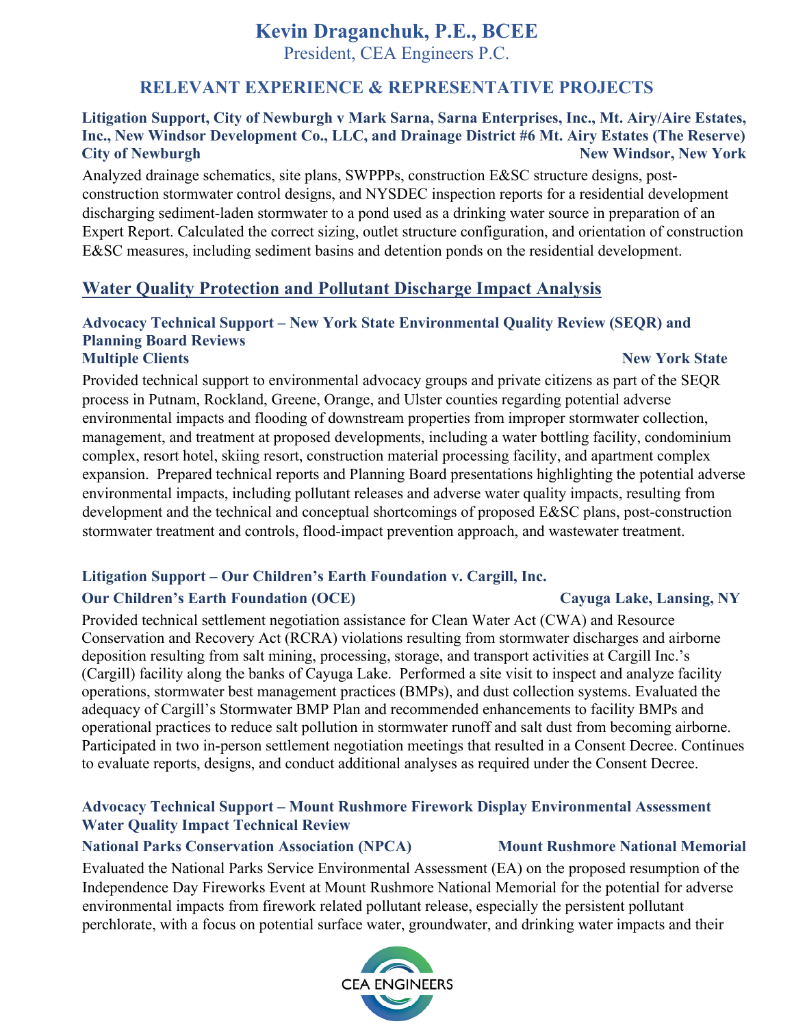# Kevin Draganchuk, P.E., BCEE

President, CEA Engineers P.C.

## RELEVANT EXPERIENCE & REPRESENTATIVE PROJECTS

**Litigation Support, City of Newburgh v Mark Sarna, Sarna Enterprises, Inc., Mt. Airy/Aire Estates, Inc., New Windsor Development Co., LLC, and Drainage District #6 Mt. Airy Estates (The Reserve)**
**City of Newburgh** — **New Windsor, New York**

Analyzed drainage schematics, site plans, SWPPPs, construction E&SC structure designs, post-construction stormwater control designs, and NYSDEC inspection reports for a residential development discharging sediment-laden stormwater to a pond used as a drinking water source in preparation of an Expert Report. Calculated the correct sizing, outlet structure configuration, and orientation of construction E&SC measures, including sediment basins and detention ponds on the residential development.

## Water Quality Protection and Pollutant Discharge Impact Analysis

**Advocacy Technical Support – New York State Environmental Quality Review (SEQR) and Planning Board Reviews**
**Multiple Clients** — **New York State**

Provided technical support to environmental advocacy groups and private citizens as part of the SEQR process in Putnam, Rockland, Greene, Orange, and Ulster counties regarding potential adverse environmental impacts and flooding of downstream properties from improper stormwater collection, management, and treatment at proposed developments, including a water bottling facility, condominium complex, resort hotel, skiing resort, construction material processing facility, and apartment complex expansion. Prepared technical reports and Planning Board presentations highlighting the potential adverse environmental impacts, including pollutant releases and adverse water quality impacts, resulting from development and the technical and conceptual shortcomings of proposed E&SC plans, post-construction stormwater treatment and controls, flood-impact prevention approach, and wastewater treatment.

**Litigation Support – Our Children's Earth Foundation v. Cargill, Inc.**
**Our Children's Earth Foundation (OCE)** — **Cayuga Lake, Lansing, NY**

Provided technical settlement negotiation assistance for Clean Water Act (CWA) and Resource Conservation and Recovery Act (RCRA) violations resulting from stormwater discharges and airborne deposition resulting from salt mining, processing, storage, and transport activities at Cargill Inc.'s (Cargill) facility along the banks of Cayuga Lake. Performed a site visit to inspect and analyze facility operations, stormwater best management practices (BMPs), and dust collection systems. Evaluated the adequacy of Cargill's Stormwater BMP Plan and recommended enhancements to facility BMPs and operational practices to reduce salt pollution in stormwater runoff and salt dust from becoming airborne. Participated in two in-person settlement negotiation meetings that resulted in a Consent Decree. Continues to evaluate reports, designs, and conduct additional analyses as required under the Consent Decree.

**Advocacy Technical Support – Mount Rushmore Firework Display Environmental Assessment Water Quality Impact Technical Review**
**National Parks Conservation Association (NPCA)** — **Mount Rushmore National Memorial**

Evaluated the National Parks Service Environmental Assessment (EA) on the proposed resumption of the Independence Day Fireworks Event at Mount Rushmore National Memorial for the potential for adverse environmental impacts from firework related pollutant release, especially the persistent pollutant perchlorate, with a focus on potential surface water, groundwater, and drinking water impacts and their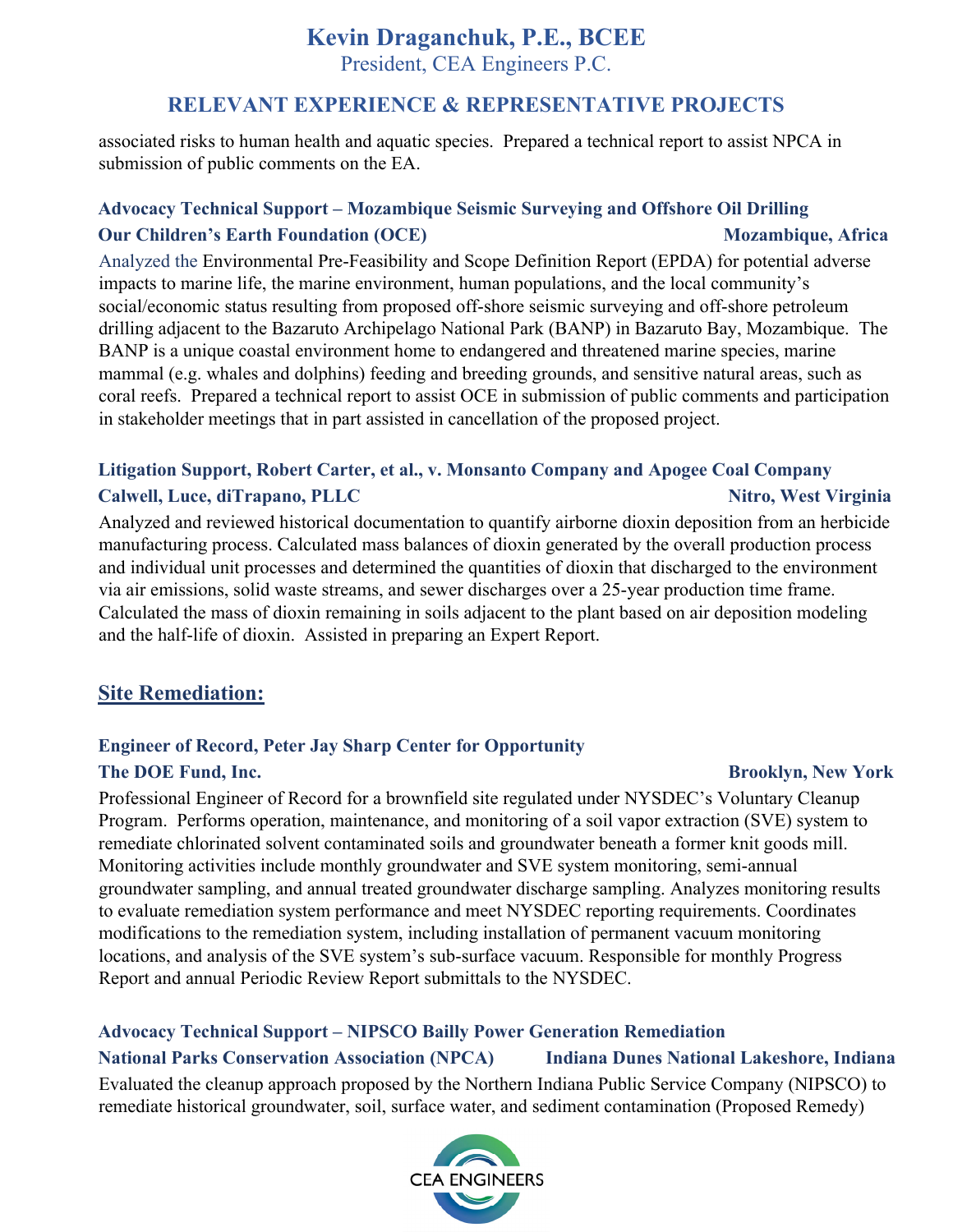associated risks to human health and aquatic species. Prepared a technical report to assist NPCA in submission of public comments on the EA.

**Advocacy Technical Support – Mozambique Seismic Surveying and Offshore Oil Drilling**
**Our Children's Earth Foundation (OCE)** **Mozambique, Africa**

Analyzed the Environmental Pre-Feasibility and Scope Definition Report (EPDA) for potential adverse impacts to marine life, the marine environment, human populations, and the local community's social/economic status resulting from proposed off-shore seismic surveying and off-shore petroleum drilling adjacent to the Bazaruto Archipelago National Park (BANP) in Bazaruto Bay, Mozambique. The BANP is a unique coastal environment home to endangered and threatened marine species, marine mammal (e.g. whales and dolphins) feeding and breeding grounds, and sensitive natural areas, such as coral reefs. Prepared a technical report to assist OCE in submission of public comments and participation in stakeholder meetings that in part assisted in cancellation of the proposed project.

**Litigation Support, Robert Carter, et al., v. Monsanto Company and Apogee Coal Company**
**Calwell, Luce, diTrapano, PLLC** **Nitro, West Virginia**

Analyzed and reviewed historical documentation to quantify airborne dioxin deposition from an herbicide manufacturing process. Calculated mass balances of dioxin generated by the overall production process and individual unit processes and determined the quantities of dioxin that discharged to the environment via air emissions, solid waste streams, and sewer discharges over a 25-year production time frame. Calculated the mass of dioxin remaining in soils adjacent to the plant based on air deposition modeling and the half-life of dioxin. Assisted in preparing an Expert Report.

## Site Remediation:

**Engineer of Record, Peter Jay Sharp Center for Opportunity**
**The DOE Fund, Inc.** **Brooklyn, New York**

Professional Engineer of Record for a brownfield site regulated under NYSDEC's Voluntary Cleanup Program. Performs operation, maintenance, and monitoring of a soil vapor extraction (SVE) system to remediate chlorinated solvent contaminated soils and groundwater beneath a former knit goods mill. Monitoring activities include monthly groundwater and SVE system monitoring, semi-annual groundwater sampling, and annual treated groundwater discharge sampling. Analyzes monitoring results to evaluate remediation system performance and meet NYSDEC reporting requirements. Coordinates modifications to the remediation system, including installation of permanent vacuum monitoring locations, and analysis of the SVE system's sub-surface vacuum. Responsible for monthly Progress Report and annual Periodic Review Report submittals to the NYSDEC.

**Advocacy Technical Support – NIPSCO Bailly Power Generation Remediation**
**National Parks Conservation Association (NPCA)** **Indiana Dunes National Lakeshore, Indiana**

Evaluated the cleanup approach proposed by the Northern Indiana Public Service Company (NIPSCO) to remediate historical groundwater, soil, surface water, and sediment contamination (Proposed Remedy)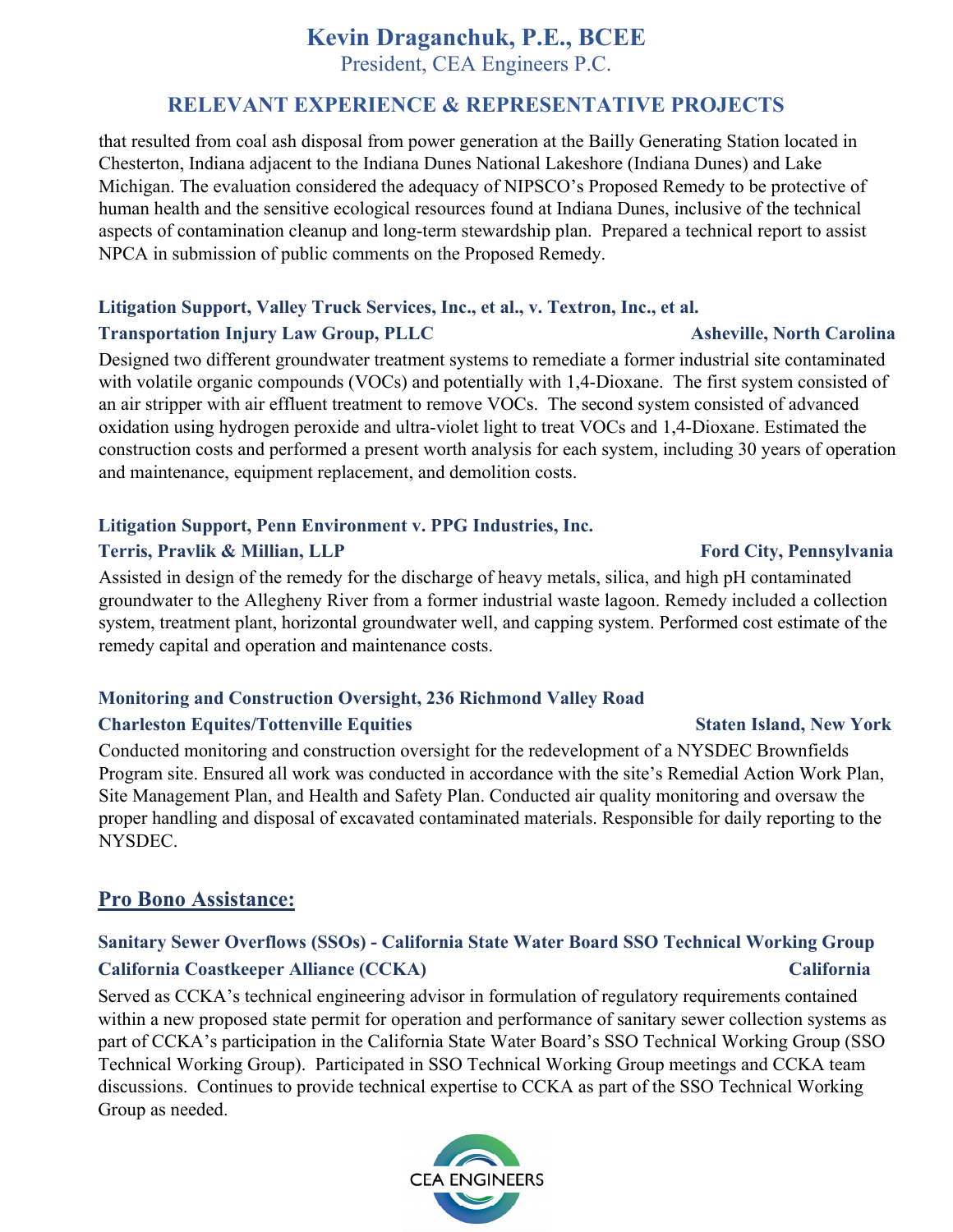that resulted from coal ash disposal from power generation at the Bailly Generating Station located in Chesterton, Indiana adjacent to the Indiana Dunes National Lakeshore (Indiana Dunes) and Lake Michigan. The evaluation considered the adequacy of NIPSCO's Proposed Remedy to be protective of human health and the sensitive ecological resources found at Indiana Dunes, inclusive of the technical aspects of contamination cleanup and long-term stewardship plan. Prepared a technical report to assist NPCA in submission of public comments on the Proposed Remedy.

**Litigation Support, Valley Truck Services, Inc., et al., v. Textron, Inc., et al.**
**Transportation Injury Law Group, PLLC** — **Asheville, North Carolina**

Designed two different groundwater treatment systems to remediate a former industrial site contaminated with volatile organic compounds (VOCs) and potentially with 1,4-Dioxane. The first system consisted of an air stripper with air effluent treatment to remove VOCs. The second system consisted of advanced oxidation using hydrogen peroxide and ultra-violet light to treat VOCs and 1,4-Dioxane. Estimated the construction costs and performed a present worth analysis for each system, including 30 years of operation and maintenance, equipment replacement, and demolition costs.

**Litigation Support, Penn Environment v. PPG Industries, Inc.**
**Terris, Pravlik & Millian, LLP** — **Ford City, Pennsylvania**

Assisted in design of the remedy for the discharge of heavy metals, silica, and high pH contaminated groundwater to the Allegheny River from a former industrial waste lagoon. Remedy included a collection system, treatment plant, horizontal groundwater well, and capping system. Performed cost estimate of the remedy capital and operation and maintenance costs.

**Monitoring and Construction Oversight, 236 Richmond Valley Road**
**Charleston Equites/Tottenville Equities** — **Staten Island, New York**

Conducted monitoring and construction oversight for the redevelopment of a NYSDEC Brownfields Program site. Ensured all work was conducted in accordance with the site's Remedial Action Work Plan, Site Management Plan, and Health and Safety Plan. Conducted air quality monitoring and oversaw the proper handling and disposal of excavated contaminated materials. Responsible for daily reporting to the NYSDEC.

## Pro Bono Assistance:

**Sanitary Sewer Overflows (SSOs) - California State Water Board SSO Technical Working Group**
**California Coastkeeper Alliance (CCKA)** — **California**

Served as CCKA's technical engineering advisor in formulation of regulatory requirements contained within a new proposed state permit for operation and performance of sanitary sewer collection systems as part of CCKA's participation in the California State Water Board's SSO Technical Working Group (SSO Technical Working Group). Participated in SSO Technical Working Group meetings and CCKA team discussions. Continues to provide technical expertise to CCKA as part of the SSO Technical Working Group as needed.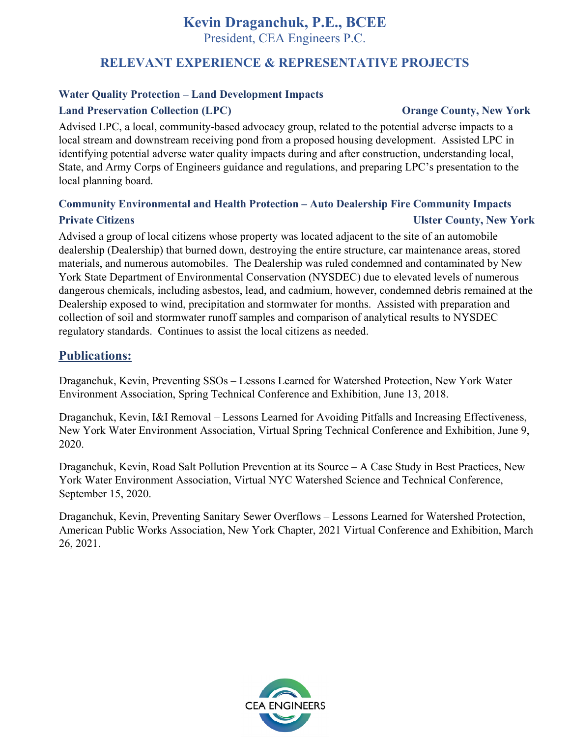# Kevin Draganchuk, P.E., BCEE

President, CEA Engineers P.C.

## RELEVANT EXPERIENCE & REPRESENTATIVE PROJECTS

### Water Quality Protection – Land Development Impacts

**Land Preservation Collection (LPC)** — **Orange County, New York**

Advised LPC, a local, community-based advocacy group, related to the potential adverse impacts to a local stream and downstream receiving pond from a proposed housing development. Assisted LPC in identifying potential adverse water quality impacts during and after construction, understanding local, State, and Army Corps of Engineers guidance and regulations, and preparing LPC's presentation to the local planning board.

### Community Environmental and Health Protection – Auto Dealership Fire Community Impacts

**Private Citizens** — **Ulster County, New York**

Advised a group of local citizens whose property was located adjacent to the site of an automobile dealership (Dealership) that burned down, destroying the entire structure, car maintenance areas, stored materials, and numerous automobiles. The Dealership was ruled condemned and contaminated by New York State Department of Environmental Conservation (NYSDEC) due to elevated levels of numerous dangerous chemicals, including asbestos, lead, and cadmium, however, condemned debris remained at the Dealership exposed to wind, precipitation and stormwater for months. Assisted with preparation and collection of soil and stormwater runoff samples and comparison of analytical results to NYSDEC regulatory standards. Continues to assist the local citizens as needed.

## Publications:

Draganchuk, Kevin, Preventing SSOs – Lessons Learned for Watershed Protection, New York Water Environment Association, Spring Technical Conference and Exhibition, June 13, 2018.

Draganchuk, Kevin, I&I Removal – Lessons Learned for Avoiding Pitfalls and Increasing Effectiveness, New York Water Environment Association, Virtual Spring Technical Conference and Exhibition, June 9, 2020.

Draganchuk, Kevin, Road Salt Pollution Prevention at its Source – A Case Study in Best Practices, New York Water Environment Association, Virtual NYC Watershed Science and Technical Conference, September 15, 2020.

Draganchuk, Kevin, Preventing Sanitary Sewer Overflows – Lessons Learned for Watershed Protection, American Public Works Association, New York Chapter, 2021 Virtual Conference and Exhibition, March 26, 2021.

CEA ENGINEERS